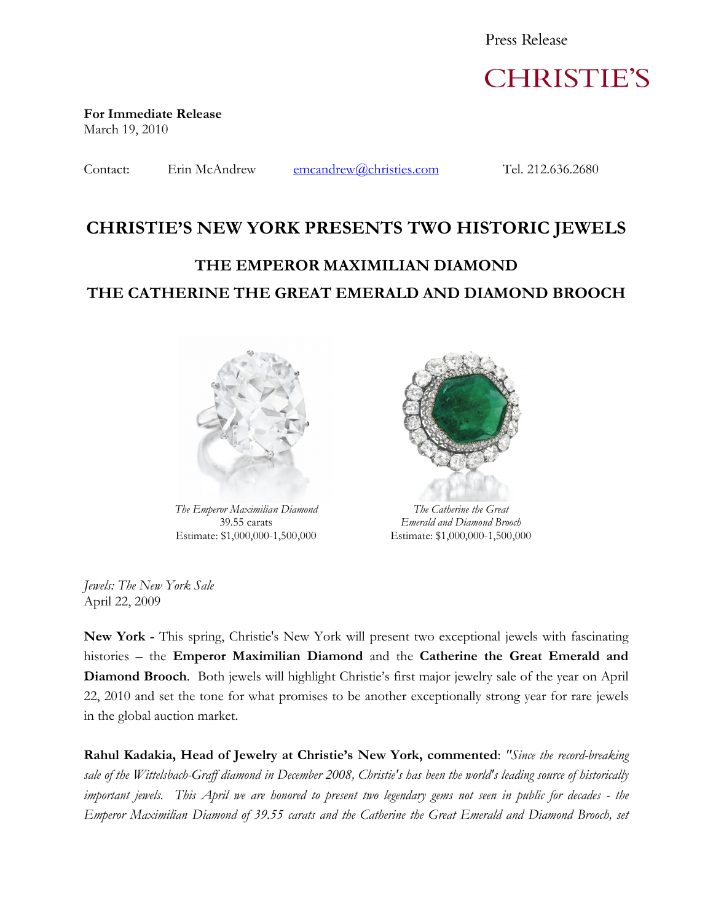Press Release

CHRISTIE'S

**For Immediate Release**
March 19, 2010

Contact: Erin McAndrew emcandrew@christies.com Tel. 212.636.2680

# CHRISTIE'S NEW YORK PRESENTS TWO HISTORIC JEWELS

## THE EMPEROR MAXIMILIAN DIAMOND

## THE CATHERINE THE GREAT EMERALD AND DIAMOND BROOCH

*The Emperor Maximilian Diamond*
39.55 carats
Estimate: $1,000,000-1,500,000

*The Catherine the Great Emerald and Diamond Brooch*
Estimate: $1,000,000-1,500,000

*Jewels: The New York Sale*
April 22, 2009

**New York -** This spring, Christie's New York will present two exceptional jewels with fascinating histories – the **Emperor Maximilian Diamond** and the **Catherine the Great Emerald and Diamond Brooch**. Both jewels will highlight Christie's first major jewelry sale of the year on April 22, 2010 and set the tone for what promises to be another exceptionally strong year for rare jewels in the global auction market.

**Rahul Kadakia, Head of Jewelry at Christie's New York, commented**: *"Since the record-breaking sale of the Wittelsbach-Graff diamond in December 2008, Christie's has been the world's leading source of historically important jewels. This April we are honored to present two legendary gems not seen in public for decades - the Emperor Maximilian Diamond of 39.55 carats and the Catherine the Great Emerald and Diamond Brooch, set*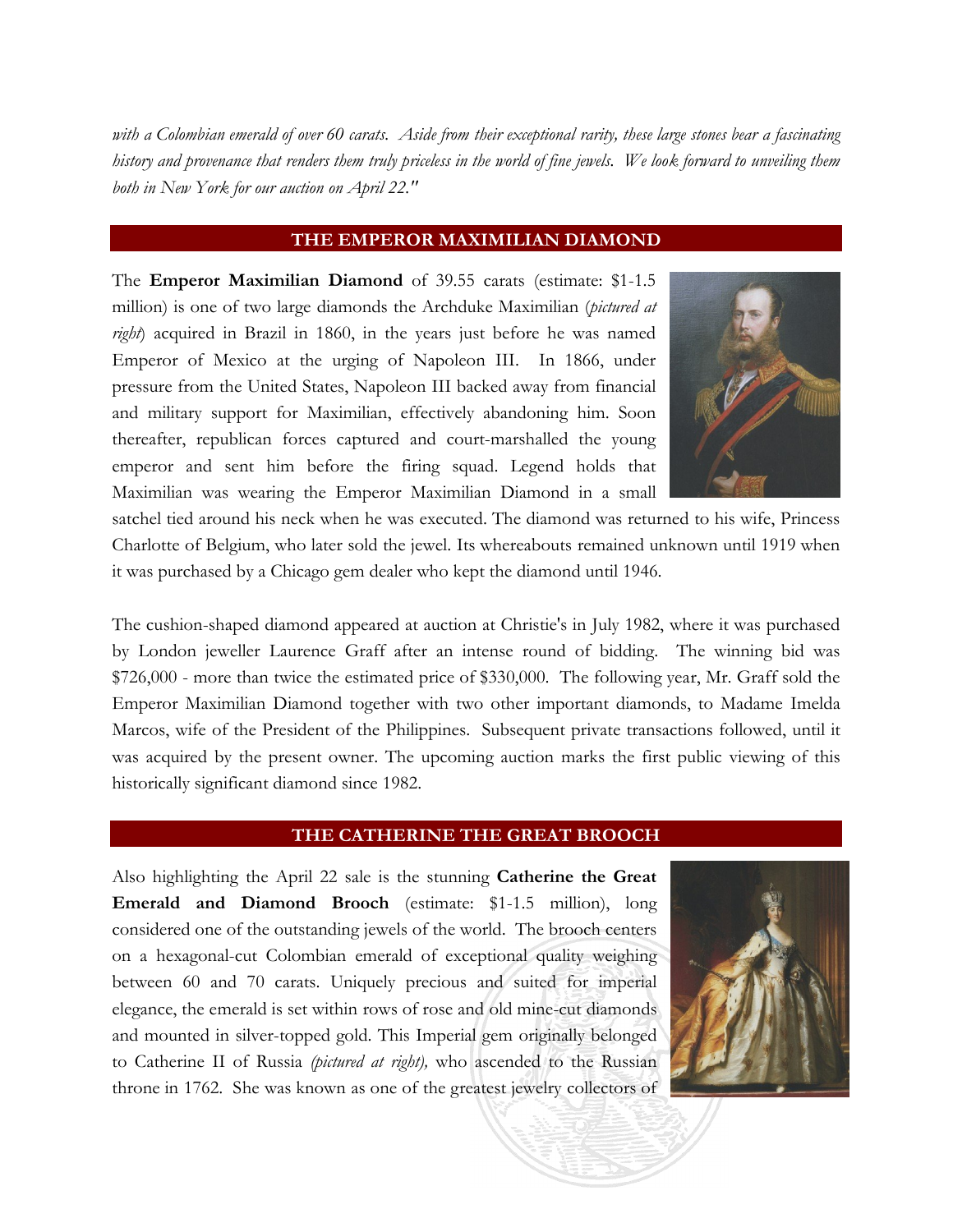*with a Colombian emerald of over 60 carats. Aside from their exceptional rarity, these large stones bear a fascinating history and provenance that renders them truly priceless in the world of fine jewels. We look forward to unveiling them both in New York for our auction on April 22."*

## THE EMPEROR MAXIMILIAN DIAMOND

The **Emperor Maximilian Diamond** of 39.55 carats (estimate: $1-1.5 million) is one of two large diamonds the Archduke Maximilian (*pictured at right*) acquired in Brazil in 1860, in the years just before he was named Emperor of Mexico at the urging of Napoleon III. In 1866, under pressure from the United States, Napoleon III backed away from financial and military support for Maximilian, effectively abandoning him. Soon thereafter, republican forces captured and court-marshalled the young emperor and sent him before the firing squad. Legend holds that Maximilian was wearing the Emperor Maximilian Diamond in a small satchel tied around his neck when he was executed. The diamond was returned to his wife, Princess Charlotte of Belgium, who later sold the jewel. Its whereabouts remained unknown until 1919 when it was purchased by a Chicago gem dealer who kept the diamond until 1946.

The cushion-shaped diamond appeared at auction at Christie's in July 1982, where it was purchased by London jeweller Laurence Graff after an intense round of bidding. The winning bid was $726,000 - more than twice the estimated price of $330,000. The following year, Mr. Graff sold the Emperor Maximilian Diamond together with two other important diamonds, to Madame Imelda Marcos, wife of the President of the Philippines. Subsequent private transactions followed, until it was acquired by the present owner. The upcoming auction marks the first public viewing of this historically significant diamond since 1982.

## THE CATHERINE THE GREAT BROOCH

Also highlighting the April 22 sale is the stunning **Catherine the Great Emerald and Diamond Brooch** (estimate: $1-1.5 million), long considered one of the outstanding jewels of the world. The brooch centers on a hexagonal-cut Colombian emerald of exceptional quality weighing between 60 and 70 carats. Uniquely precious and suited for imperial elegance, the emerald is set within rows of rose and old mine-cut diamonds and mounted in silver-topped gold. This Imperial gem originally belonged to Catherine II of Russia *(pictured at right),* who ascended to the Russian throne in 1762. She was known as one of the greatest jewelry collectors of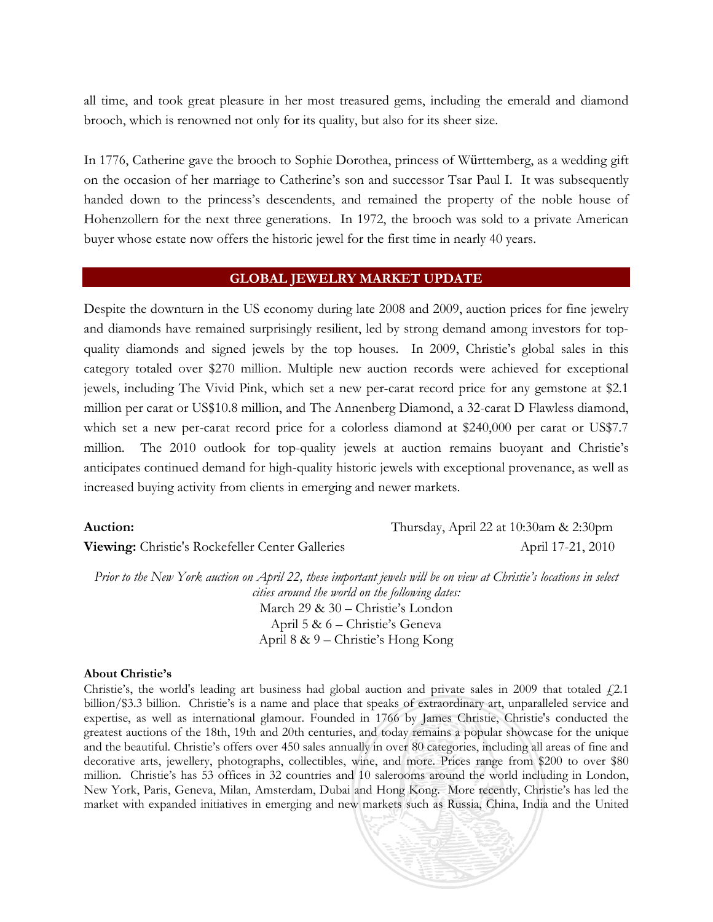all time, and took great pleasure in her most treasured gems, including the emerald and diamond brooch, which is renowned not only for its quality, but also for its sheer size.

In 1776, Catherine gave the brooch to Sophie Dorothea, princess of Württemberg, as a wedding gift on the occasion of her marriage to Catherine's son and successor Tsar Paul I. It was subsequently handed down to the princess's descendents, and remained the property of the noble house of Hohenzollern for the next three generations. In 1972, the brooch was sold to a private American buyer whose estate now offers the historic jewel for the first time in nearly 40 years.

## GLOBAL JEWELRY MARKET UPDATE

Despite the downturn in the US economy during late 2008 and 2009, auction prices for fine jewelry and diamonds have remained surprisingly resilient, led by strong demand among investors for top-quality diamonds and signed jewels by the top houses. In 2009, Christie's global sales in this category totaled over $270 million. Multiple new auction records were achieved for exceptional jewels, including The Vivid Pink, which set a new per-carat record price for any gemstone at $2.1 million per carat or US$10.8 million, and The Annenberg Diamond, a 32-carat D Flawless diamond, which set a new per-carat record price for a colorless diamond at $240,000 per carat or US$7.7 million. The 2010 outlook for top-quality jewels at auction remains buoyant and Christie's anticipates continued demand for high-quality historic jewels with exceptional provenance, as well as increased buying activity from clients in emerging and newer markets.

**Auction:** Thursday, April 22 at 10:30am & 2:30pm

**Viewing:** Christie's Rockefeller Center Galleries April 17-21, 2010

*Prior to the New York auction on April 22, these important jewels will be on view at Christie's locations in select cities around the world on the following dates:*

March 29 & 30 – Christie's London
April 5 & 6 – Christie's Geneva
April 8 & 9 – Christie's Hong Kong

**About Christie's**

Christie's, the world's leading art business had global auction and private sales in 2009 that totaled £2.1 billion/$3.3 billion. Christie's is a name and place that speaks of extraordinary art, unparalleled service and expertise, as well as international glamour. Founded in 1766 by James Christie, Christie's conducted the greatest auctions of the 18th, 19th and 20th centuries, and today remains a popular showcase for the unique and the beautiful. Christie's offers over 450 sales annually in over 80 categories, including all areas of fine and decorative arts, jewellery, photographs, collectibles, wine, and more. Prices range from $200 to over $80 million. Christie's has 53 offices in 32 countries and 10 salerooms around the world including in London, New York, Paris, Geneva, Milan, Amsterdam, Dubai and Hong Kong. More recently, Christie's has led the market with expanded initiatives in emerging and new markets such as Russia, China, India and the United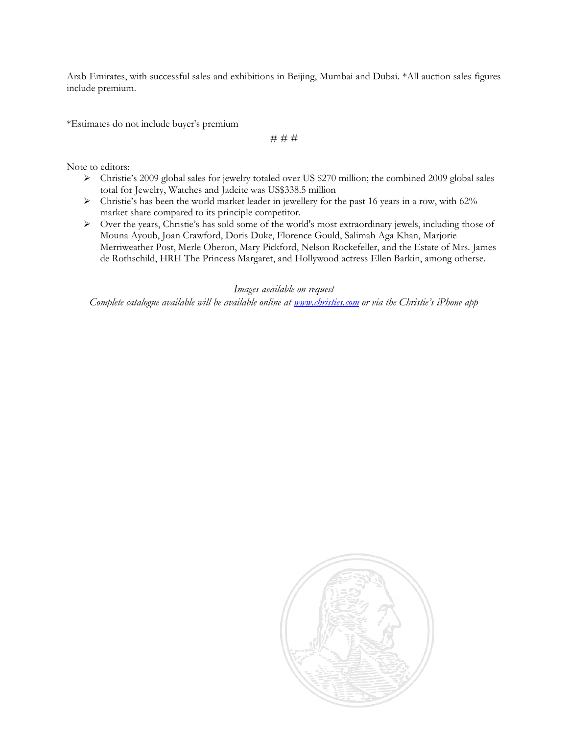Arab Emirates, with successful sales and exhibitions in Beijing, Mumbai and Dubai. *All auction sales figures include premium.

*Estimates do not include buyer's premium

# # #

Note to editors:

- Christie's 2009 global sales for jewelry totaled over US $270 million; the combined 2009 global sales total for Jewelry, Watches and Jadeite was US$338.5 million
- Christie's has been the world market leader in jewellery for the past 16 years in a row, with 62% market share compared to its principle competitor.
- Over the years, Christie's has sold some of the world's most extraordinary jewels, including those of Mouna Ayoub, Joan Crawford, Doris Duke, Florence Gould, Salimah Aga Khan, Marjorie Merriweather Post, Merle Oberon, Mary Pickford, Nelson Rockefeller, and the Estate of Mrs. James de Rothschild, HRH The Princess Margaret, and Hollywood actress Ellen Barkin, among otherse.

*Images available on request*

*Complete catalogue available will be available online at [www.christies.com](http://www.christies.com) or via the Christie's iPhone app*